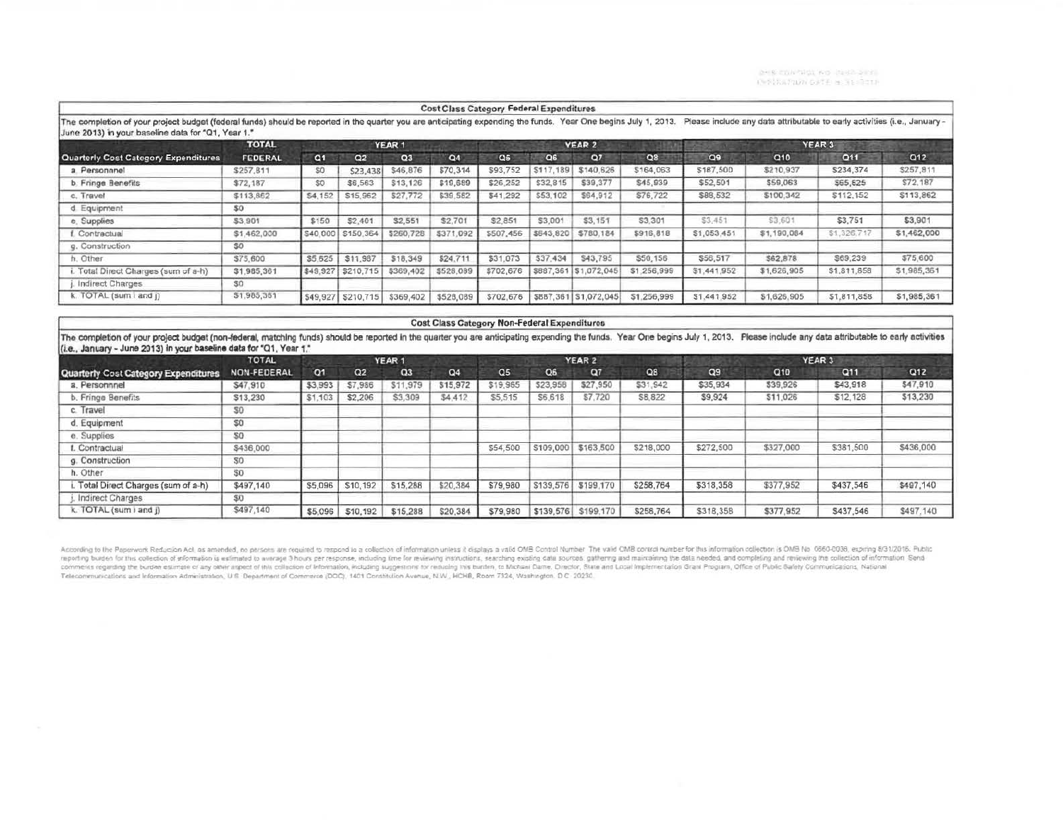OMB CONTROL NO. 0660-0038
EXPIRATION DATE: 8/31/2016

## Cost Class Category Federal Expenditures

The completion of your project budget (federal funds) should be reported in the quarter you are anticipating expending the funds. Year One begins July 1, 2013. Please include any data attributable to early activities (i.e., January - June 2013) in your baseline data for "Q1, Year 1."

| Quarterly Cost Category Expenditures | TOTAL FEDERAL | YEAR 1 Q1 | Q2 | Q3 | Q4 | YEAR 2 Q5 | Q6 | Q7 | Q8 | YEAR 3 Q9 | Q10 | Q11 | Q12 |
|---|---|---|---|---|---|---|---|---|---|---|---|---|---|
| a. Personnel | $257,811 | $0 | $23,438 | $46,876 | $70,314 | $93,752 | $117,189 | $140,626 | $164,063 | $187,500 | $210,937 | $234,374 | $257,811 |
| b. Fringe Benefits | $72,187 | $0 | $6,563 | $13,126 | $19,689 | $26,252 | $32,815 | $39,377 | $45,939 | $52,501 | $59,063 | $65,625 | $72,187 |
| c. Travel | $113,862 | $4,152 | $15,962 | $27,772 | $39,582 | $41,292 | $53,102 | $64,912 | $76,722 | $88,532 | $100,342 | $112,152 | $113,862 |
| d. Equipment | $0 | | | | | | | | | | | | |
| e. Supplies | $3,901 | $150 | $2,401 | $2,551 | $2,701 | $2,851 | $3,001 | $3,151 | $3,301 | $3,451 | $3,601 | $3,751 | $3,901 |
| f. Contractual | $1,462,000 | $40,000 | $150,364 | $260,728 | $371,092 | $507,456 | $643,820 | $780,184 | $916,818 | $1,053,451 | $1,190,084 | $1,326,717 | $1,462,000 |
| g. Construction | $0 | | | | | | | | | | | | |
| h. Other | $75,600 | $5,625 | $11,987 | $18,349 | $24,711 | $31,073 | $37,434 | $43,795 | $50,156 | $56,517 | $62,878 | $69,239 | $75,600 |
| i. Total Direct Charges (sum of a-h) | $1,985,361 | $49,927 | $210,715 | $369,402 | $528,089 | $702,676 | $887,361 | $1,072,045 | $1,256,999 | $1,441,952 | $1,626,905 | $1,811,858 | $1,985,361 |
| j. Indirect Charges | $0 | | | | | | | | | | | | |
| k. TOTAL (sum i and j) | $1,985,361 | $49,927 | $210,715 | $369,402 | $528,089 | $702,676 | $887,361 | $1,072,045 | $1,256,999 | $1,441,952 | $1,626,905 | $1,811,858 | $1,985,361 |

## Cost Class Category Non-Federal Expenditures

The completion of your project budget (non-federal, matching funds) should be reported in the quarter you are anticipating expending the funds. Year One begins July 1, 2013. Please include any data attributable to early activities (i.e., January - June 2013) in your baseline data for "Q1, Year 1."

| Quarterly Cost Category Expenditures | TOTAL NON-FEDERAL | YEAR 1 Q1 | Q2 | Q3 | Q4 | YEAR 2 Q5 | Q6 | Q7 | Q8 | YEAR 3 Q9 | Q10 | Q11 | Q12 |
|---|---|---|---|---|---|---|---|---|---|---|---|---|---|
| a. Personnel | $47,910 | $3,993 | $7,986 | $11,979 | $15,972 | $19,965 | $23,958 | $27,950 | $31,942 | $35,934 | $39,926 | $43,918 | $47,910 |
| b. Fringe Benefits | $13,230 | $1,103 | $2,206 | $3,309 | $4,412 | $5,515 | $6,618 | $7,720 | $8,822 | $9,924 | $11,026 | $12,128 | $13,230 |
| c. Travel | $0 | | | | | | | | | | | | |
| d. Equipment | $0 | | | | | | | | | | | | |
| e. Supplies | $0 | | | | | | | | | | | | |
| f. Contractual | $436,000 | | | | | $54,500 | $109,000 | $163,500 | $218,000 | $272,500 | $327,000 | $381,500 | $436,000 |
| g. Construction | $0 | | | | | | | | | | | | |
| h. Other | $0 | | | | | | | | | | | | |
| i. Total Direct Charges (sum of a-h) | $497,140 | $5,096 | $10,192 | $15,288 | $20,384 | $79,980 | $139,576 | $199,170 | $258,764 | $318,358 | $377,952 | $437,546 | $497,140 |
| j. Indirect Charges | $0 | | | | | | | | | | | | |
| k. TOTAL (sum i and j) | $497,140 | $5,096 | $10,192 | $15,288 | $20,384 | $79,980 | $139,576 | $199,170 | $258,764 | $318,358 | $377,952 | $437,546 | $497,140 |

According to the Paperwork Reduction Act, as amended, no persons are required to respond to a collection of information unless it displays a valid OMB Control Number. The valid OMB control number for this information collection is OMB No. 0660-0038, expiring 8/31/2016. Public reporting burden for this collection of information is estimated to average 3 hours per response, including time for reviewing instructions, searching existing data sources, gathering and maintaining the data needed, and completing and reviewing the collection of information. Send comments regarding the burden estimate or any other aspect of this collection of information, including suggestions for reducing this burden, to Michael Dame, Director, State and Local Implementation Grant Program, Office of Public Safety Communications, National Telecommunications and Information Administration, U.S. Department of Commerce (DOC), 1401 Constitution Avenue, N.W., HCHB, Room 7324, Washington, D.C. 20230.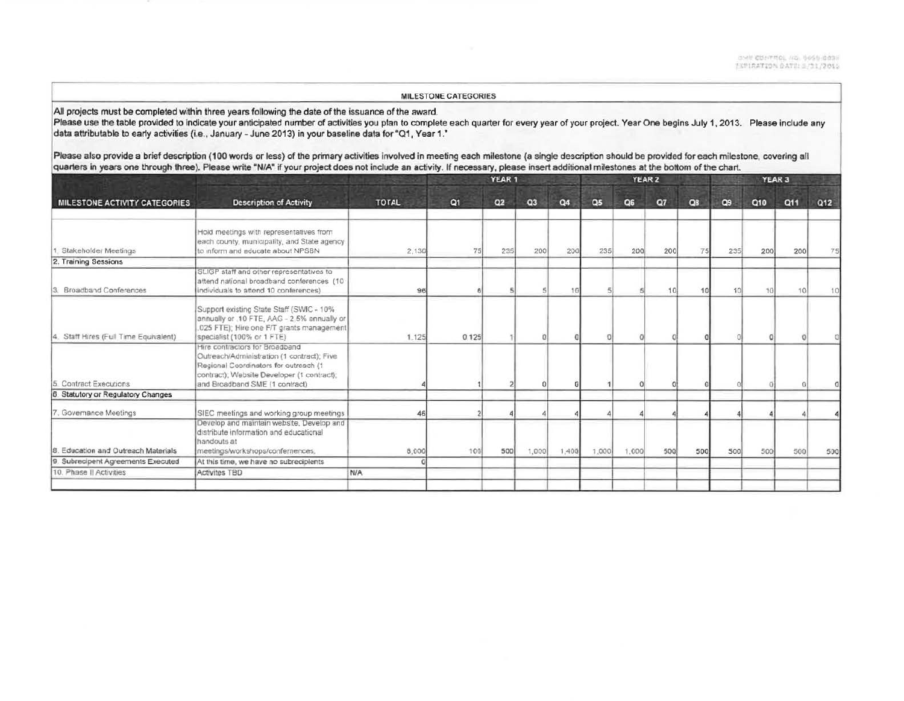## MILESTONE CATEGORIES

All projects must be completed within three years following the date of the issuance of the award.
Please use the table provided to indicate your anticipated number of activities you plan to complete each quarter for every year of your project. Year One begins July 1, 2013. Please include any data attributable to early activities (i.e., January - June 2013) in your baseline data for "Q1, Year 1."

Please also provide a brief description (100 words or less) of the primary activities involved in meeting each milestone (a single description should be provided for each milestone, covering all quarters in years one through three). Please write "N/A" if your project does not include an activity. If necessary, please insert additional milestones at the bottom of the chart.

| MILESTONE ACTIVITY CATEGORIES | Description of Activity | TOTAL | YEAR 1 | | | | YEAR 2 | | | | YEAR 3 | | | |
|---|---|---|---|---|---|---|---|---|---|---|---|---|---|---|
| | | | Q1 | Q2 | Q3 | Q4 | Q5 | Q6 | Q7 | Q8 | Q9 | Q10 | Q11 | Q12 |
| 1. Stakeholder Meetings | Hold meetings with representatives from each county, municipality, and State agency to inform and educate about NPSBN | 2,130 | 75 | 235 | 200 | 200 | 235 | 200 | 200 | 75 | 235 | 200 | 200 | 75 |
| 2. Training Sessions | | | | | | | | | | | | | | |
| 3. Broadband Conferences | SLIGP staff and other representatives to attend national broadband conferences (10 individuals to attend 10 conferences) | 96 | 6 | 5 | 5 | 10 | 5 | 5 | 10 | 10 | 10 | 10 | 10 | 10 |
| 4. Staff Hires (Full Time Equivalent) | Support existing State Staff (SWIC - 10% annually or .10 FTE, AAG - 2.5% annually or .025 FTE); Hire one F/T grants management specialist (100% or 1 FTE) | 1.125 | 0.125 | 1 | 0 | 0 | 0 | 0 | 0 | 0 | 0 | 0 | 0 | 0 |
| 5. Contract Executions | Hire contractors for Broadband Outreach/Administration (1 contract); Five Regional Coordinators for outreach (1 contract); Website Developer (1 contract); and Broadband SME (1 contract) | 4 | 1 | 2 | 0 | 0 | 1 | 0 | 0 | 0 | 0 | 0 | 0 | 0 |
| 6. Statutory or Regulatory Changes | | | | | | | | | | | | | | |
| 7. Governance Meetings | SIEC meetings and working group meetings | 46 | 2 | 4 | 4 | 4 | 4 | 4 | 4 | 4 | 4 | 4 | 4 | 4 |
| 8. Education and Outreach Materials | Develop and maintain website. Develop and distribute information and educational handouts at meetings/workshops/conferences. | 8,000 | 100 | 500 | 1,000 | 1,400 | 1,000 | 1,000 | 500 | 500 | 500 | 500 | 500 | 500 |
| 9. Subrecipient Agreements Executed | At this time, we have no subrecipients | 0 | | | | | | | | | | | | |
| 10. Phase II Activities | Activites TBD | N/A | | | | | | | | | | | | |
| | | | | | | | | | | | | | | |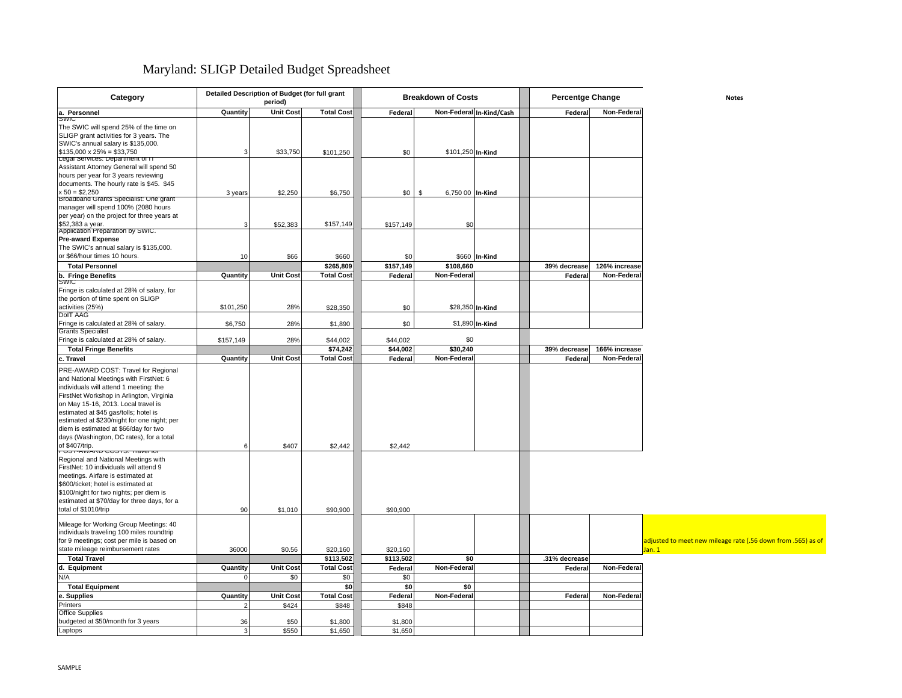# Maryland: SLIGP Detailed Budget Spreadsheet

| Category | Detailed Description of Budget (for full grant period) | | | Breakdown of Costs | | | Percentge Change | | Notes |
|---|---|---|---|---|---|---|---|---|---|
| **a. Personnel** | **Quantity** | **Unit Cost** | **Total Cost** | **Federal** | **Non-Federal** | **In-Kind/Cash** | **Federal** | **Non-Federal** | |
| SWIC<br>The SWIC will spend 25% of the time on SLIGP grant activities for 3 years. The SWIC's annual salary is $135,000. $135,000 x 25% = $33,750 | 3 | $33,750 | $101,250 | $0 | $101,250 | In-Kind | | | |
| Legal Services: Department of IT<br>Assistant Attorney General will spend 50 hours per year for 3 years reviewing documents. The hourly rate is $45. $45 x 50 = $2,250 | 3 years | $2,250 | $6,750 | $0 | $ 6,750 00 | In-Kind | | | |
| Broadband Grants Specialist: One grant manager will spend 100% (2080 hours per year) on the project for three years at $52,383 a year. | 3 | $52,383 | $157,149 | $157,149 | $0 | | | | |
| Application Preparation by SWIC:<br>**Pre-award Expense**<br>The SWIC's annual salary is $135,000. or $66/hour times 10 hours. | 10 | $66 | $660 | $0 | $660 | In-Kind | | | |
| **Total Personnel** | | | **$265,809** | **$157,149** | **$108,660** | | **39% decrease** | **126% increase** | |
| **b. Fringe Benefits** | **Quantity** | **Unit Cost** | **Total Cost** | **Federal** | **Non-Federal** | | **Federal** | **Non-Federal** | |
| SWIC<br>Fringe is calculated at 28% of salary, for the portion of time spent on SLIGP activities (25%) | $101,250 | 28% | $28,350 | $0 | $28,350 | In-Kind | | | |
| DoIT AAG<br>Fringe is calculated at 28% of salary. | $6,750 | 28% | $1,890 | $0 | $1,890 | In-Kind | | | |
| Grants Specialist<br>Fringe is calculated at 28% of salary. | $157,149 | 28% | $44,002 | $44,002 | $0 | | | | |
| **Total Fringe Benefits** | | | **$74,242** | **$44,002** | **$30,240** | | **39% decrease** | **166% increase** | |
| **c. Travel** | **Quantity** | **Unit Cost** | **Total Cost** | **Federal** | **Non-Federal** | | **Federal** | **Non-Federal** | |
| PRE-AWARD COST: Travel for Regional and National Meetings with FirstNet: 6 individuals will attend 1 meeting: the FirstNet Workshop in Arlington, Virginia on May 15-16, 2013. Local travel is estimated at $45 gas/tolls; hotel is estimated at $230/night for one night; per diem is estimated at $66/day for two days (Washington, DC rates), for a total of $407/trip. | 6 | $407 | $2,442 | $2,442 | | | | | |
| POST-AWARD COSTS: Travel for Regional and National Meetings with FirstNet: 10 individuals will attend 9 meetings. Airfare is estimated at $600/ticket; hotel is estimated at $100/night for two nights; per diem is estimated at $70/day for three days, for a total of $1010/trip | 90 | $1,010 | $90,900 | $90,900 | | | | | |
| Mileage for Working Group Meetings: 40 individuals traveling 100 miles roundtrip for 9 meetings; cost per mile is based on state mileage reimbursement rates | 36000 | $0.56 | $20,160 | $20,160 | | | | | adjusted to meet new mileage rate (.56 down from .565) as of Jan. 1 |
| **Total Travel** | | | **$113,502** | **$113,502** | **$0** | | **.31% decrease** | | |
| **d. Equipment** | **Quantity** | **Unit Cost** | **Total Cost** | **Federal** | **Non-Federal** | | **Federal** | **Non-Federal** | |
| N/A | 0 | $0 | $0 | $0 | | | | | |
| **Total Equipment** | | | **$0** | **$0** | **$0** | | | | |
| **e. Supplies** | **Quantity** | **Unit Cost** | **Total Cost** | **Federal** | **Non-Federal** | | **Federal** | **Non-Federal** | |
| Printers | 2 | $424 | $848 | $848 | | | | | |
| Office Supplies<br>budgeted at $50/month for 3 years | 36 | $50 | $1,800 | $1,800 | | | | | |
| Laptops | 3 | $550 | $1,650 | $1,650 | | | | | |

SAMPLE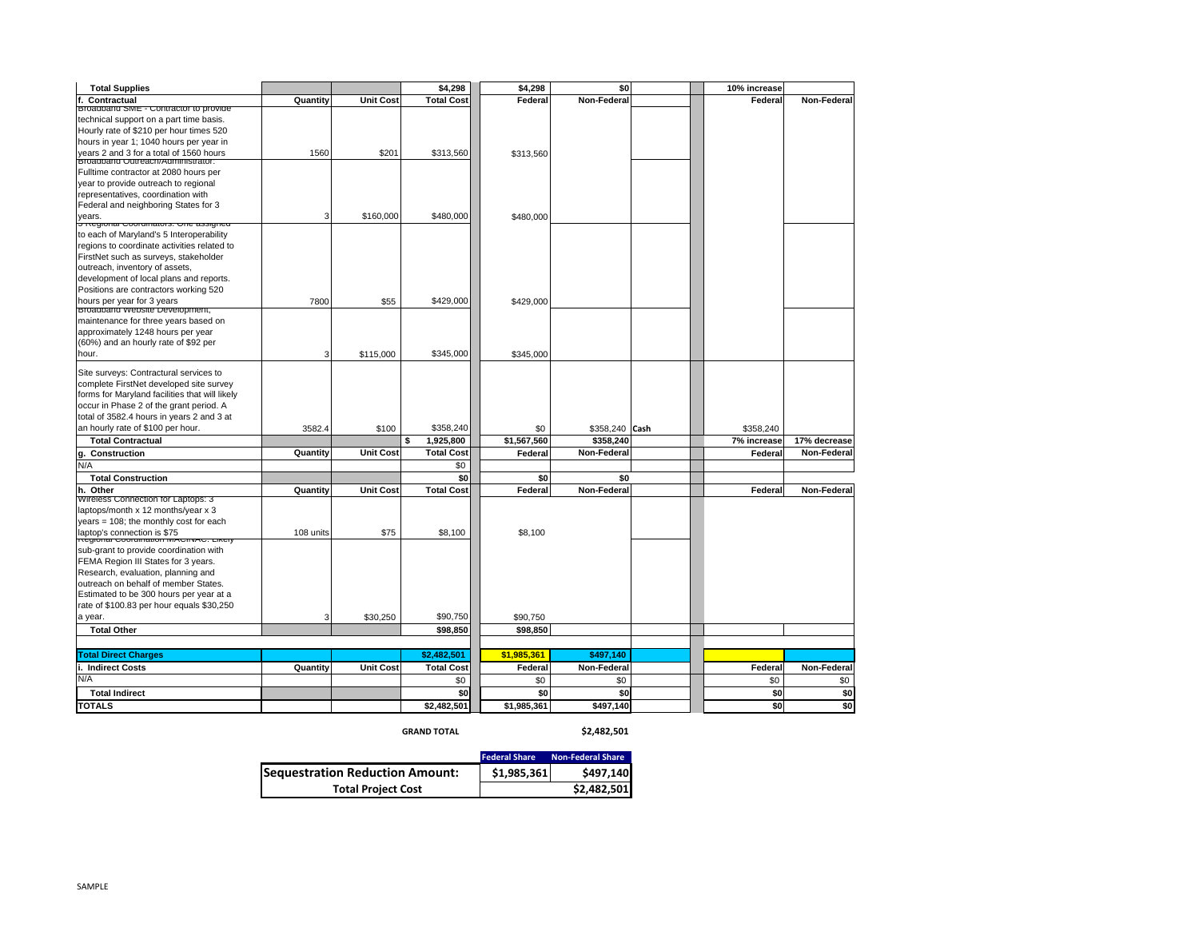| | Quantity | Unit Cost | Total Cost | Federal | Non-Federal | | Federal | Non-Federal |
|---|---|---|---|---|---|---|---|---|
| **Total Supplies** | | | $4,298 | $4,298 | $0 | | 10% increase | |
| **f. Contractual** | **Quantity** | **Unit Cost** | **Total Cost** | **Federal** | **Non-Federal** | | **Federal** | **Non-Federal** |
| Broadband SME - Contractor to provide technical support on a part time basis. Hourly rate of $210 per hour times 520 hours in year 1; 1040 hours per year in years 2 and 3 for a total of 1560 hours | 1560 | $201 | $313,560 | $313,560 | | | | |
| Broadband Outreach/Administrator: Fulltime contractor at 2080 hours per year to provide outreach to regional representatives, coordination with Federal and neighboring States for 3 years. | 3 | $160,000 | $480,000 | $480,000 | | | | |
| 5 Regional Coordinators: One assigned to each of Maryland's 5 Interoperability regions to coordinate activities related to FirstNet such as surveys, stakeholder outreach, inventory of assets, development of local plans and reports. Positions are contractors working 520 hours per year for 3 years | 7800 | $55 | $429,000 | $429,000 | | | | |
| Broadband Website Development, maintenance for three years based on approximately 1248 hours per year (60%) and an hourly rate of $92 per hour. | 3 | $115,000 | $345,000 | $345,000 | | | | |
| Site surveys: Contractural services to complete FirstNet developed site survey forms for Maryland facilities that will likely occur in Phase 2 of the grant period. A total of 3582.4 hours in years 2 and 3 at an hourly rate of $100 per hour. | 3582.4 | $100 | $358,240 | $0 | $358,240 | Cash | $358,240 | |
| **Total Contractual** | | | **$ 1,925,800** | **$1,567,560** | **$358,240** | | **7% increase** | **17% decrease** |
| **g. Construction** | **Quantity** | **Unit Cost** | **Total Cost** | **Federal** | **Non-Federal** | | **Federal** | **Non-Federal** |
| N/A | | | $0 | | | | | |
| **Total Construction** | | | **$0** | **$0** | **$0** | | | |
| **h. Other** | **Quantity** | **Unit Cost** | **Total Cost** | **Federal** | **Non-Federal** | | **Federal** | **Non-Federal** |
| Wireless Connection for Laptops: 3 laptops/month x 12 months/year x 3 years = 108; the monthly cost for each laptop's connection is $75 | 108 units | $75 | $8,100 | $8,100 | | | | |
| Regional Coordination MACINAC: Likely sub-grant to provide coordination with FEMA Region III States for 3 years. Research, evaluation, planning and outreach on behalf of member States. Estimated to be 300 hours per year at a rate of $100.83 per hour equals $30,250 a year. | 3 | $30,250 | $90,750 | $90,750 | | | | |
| **Total Other** | | | **$98,850** | **$98,850** | | | | |
| **Total Direct Charges** | | | **$2,482,501** | **$1,985,361** | **$497,140** | | | |
| **i. Indirect Costs** | **Quantity** | **Unit Cost** | **Total Cost** | **Federal** | **Non-Federal** | | **Federal** | **Non-Federal** |
| N/A | | | $0 | $0 | $0 | | $0 | $0 |
| **Total Indirect** | | | **$0** | **$0** | **$0** | | **$0** | **$0** |
| **TOTALS** | | | **$2,482,501** | **$1,985,361** | **$497,140** | | **$0** | **$0** |

**GRAND TOTAL** **$2,482,501**

| | Federal Share | Non-Federal Share |
|---|---|---|
| **Sequestration Reduction Amount:** | **$1,985,361** | **$497,140** |
| **Total Project Cost** | | **$2,482,501** |

SAMPLE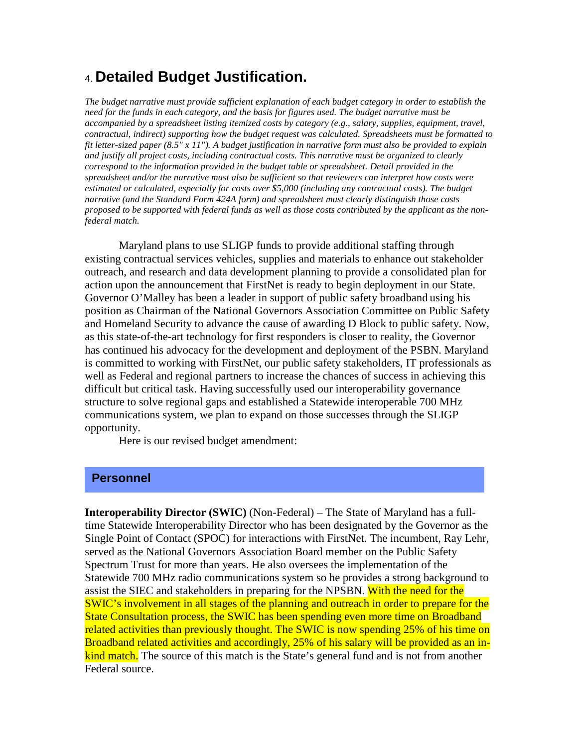## 4. Detailed Budget Justification.

*The budget narrative must provide sufficient explanation of each budget category in order to establish the need for the funds in each category, and the basis for figures used. The budget narrative must be accompanied by a spreadsheet listing itemized costs by category (e.g., salary, supplies, equipment, travel, contractual, indirect) supporting how the budget request was calculated. Spreadsheets must be formatted to fit letter-sized paper (8.5" x 11"). A budget justification in narrative form must also be provided to explain and justify all project costs, including contractual costs. This narrative must be organized to clearly correspond to the information provided in the budget table or spreadsheet. Detail provided in the spreadsheet and/or the narrative must also be sufficient so that reviewers can interpret how costs were estimated or calculated, especially for costs over $5,000 (including any contractual costs). The budget narrative (and the Standard Form 424A form) and spreadsheet must clearly distinguish those costs proposed to be supported with federal funds as well as those costs contributed by the applicant as the non-federal match.*

Maryland plans to use SLIGP funds to provide additional staffing through existing contractual services vehicles, supplies and materials to enhance out stakeholder outreach, and research and data development planning to provide a consolidated plan for action upon the announcement that FirstNet is ready to begin deployment in our State. Governor O'Malley has been a leader in support of public safety broadband using his position as Chairman of the National Governors Association Committee on Public Safety and Homeland Security to advance the cause of awarding D Block to public safety. Now, as this state-of-the-art technology for first responders is closer to reality, the Governor has continued his advocacy for the development and deployment of the PSBN. Maryland is committed to working with FirstNet, our public safety stakeholders, IT professionals as well as Federal and regional partners to increase the chances of success in achieving this difficult but critical task. Having successfully used our interoperability governance structure to solve regional gaps and established a Statewide interoperable 700 MHz communications system, we plan to expand on those successes through the SLIGP opportunity.

Here is our revised budget amendment:

### Personnel

**Interoperability Director (SWIC)** (Non-Federal) – The State of Maryland has a full-time Statewide Interoperability Director who has been designated by the Governor as the Single Point of Contact (SPOC) for interactions with FirstNet. The incumbent, Ray Lehr, served as the National Governors Association Board member on the Public Safety Spectrum Trust for more than years. He also oversees the implementation of the Statewide 700 MHz radio communications system so he provides a strong background to assist the SIEC and stakeholders in preparing for the NPSBN. With the need for the SWIC's involvement in all stages of the planning and outreach in order to prepare for the State Consultation process, the SWIC has been spending even more time on Broadband related activities than previously thought. The SWIC is now spending 25% of his time on Broadband related activities and accordingly, 25% of his salary will be provided as an in-kind match. The source of this match is the State's general fund and is not from another Federal source.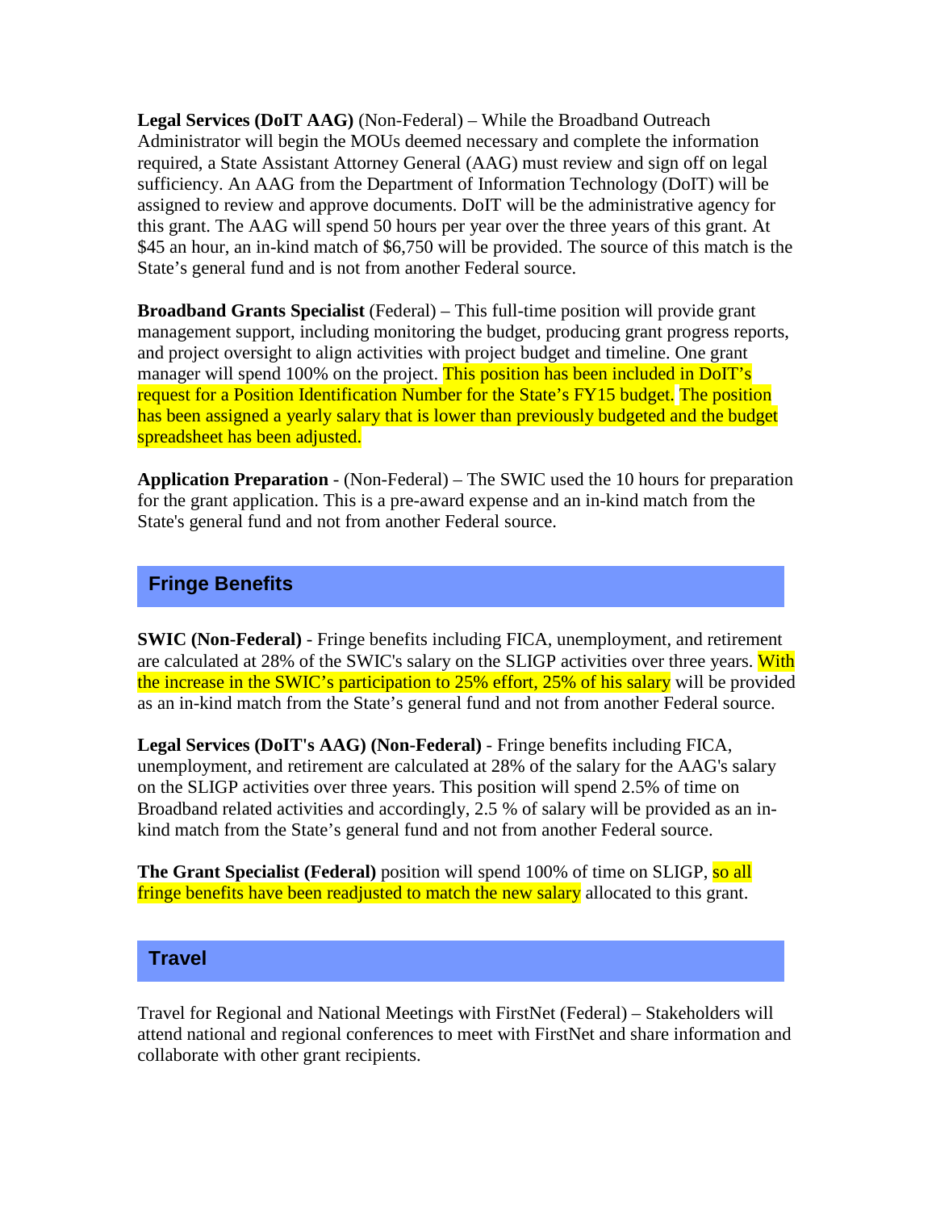**Legal Services (DoIT AAG)** (Non-Federal) – While the Broadband Outreach Administrator will begin the MOUs deemed necessary and complete the information required, a State Assistant Attorney General (AAG) must review and sign off on legal sufficiency. An AAG from the Department of Information Technology (DoIT) will be assigned to review and approve documents. DoIT will be the administrative agency for this grant. The AAG will spend 50 hours per year over the three years of this grant. At $45 an hour, an in-kind match of $6,750 will be provided. The source of this match is the State's general fund and is not from another Federal source.

**Broadband Grants Specialist** (Federal) – This full-time position will provide grant management support, including monitoring the budget, producing grant progress reports, and project oversight to align activities with project budget and timeline. One grant manager will spend 100% on the project. This position has been included in DoIT's request for a Position Identification Number for the State's FY15 budget. The position has been assigned a yearly salary that is lower than previously budgeted and the budget spreadsheet has been adjusted.

**Application Preparation** - (Non-Federal) – The SWIC used the 10 hours for preparation for the grant application. This is a pre-award expense and an in-kind match from the State's general fund and not from another Federal source.

## Fringe Benefits

**SWIC (Non-Federal)** - Fringe benefits including FICA, unemployment, and retirement are calculated at 28% of the SWIC's salary on the SLIGP activities over three years. With the increase in the SWIC's participation to 25% effort, 25% of his salary will be provided as an in-kind match from the State's general fund and not from another Federal source.

**Legal Services (DoIT's AAG) (Non-Federal)** - Fringe benefits including FICA, unemployment, and retirement are calculated at 28% of the salary for the AAG's salary on the SLIGP activities over three years. This position will spend 2.5% of time on Broadband related activities and accordingly, 2.5 % of salary will be provided as an in-kind match from the State's general fund and not from another Federal source.

**The Grant Specialist (Federal)** position will spend 100% of time on SLIGP, so all fringe benefits have been readjusted to match the new salary allocated to this grant.

## Travel

Travel for Regional and National Meetings with FirstNet (Federal) – Stakeholders will attend national and regional conferences to meet with FirstNet and share information and collaborate with other grant recipients.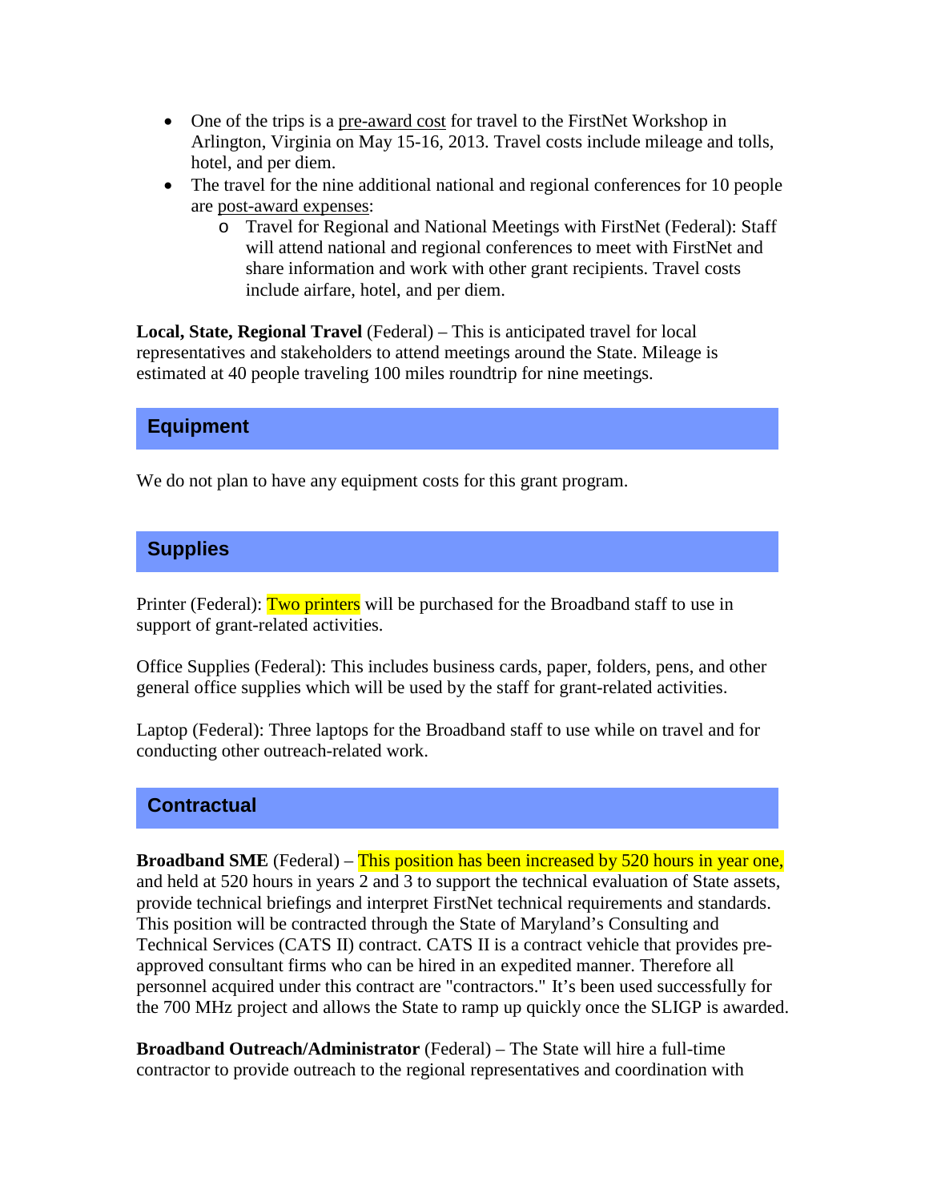- One of the trips is a pre-award cost for travel to the FirstNet Workshop in Arlington, Virginia on May 15-16, 2013. Travel costs include mileage and tolls, hotel, and per diem.
- The travel for the nine additional national and regional conferences for 10 people are post-award expenses:
  - Travel for Regional and National Meetings with FirstNet (Federal): Staff will attend national and regional conferences to meet with FirstNet and share information and work with other grant recipients. Travel costs include airfare, hotel, and per diem.

**Local, State, Regional Travel** (Federal) – This is anticipated travel for local representatives and stakeholders to attend meetings around the State. Mileage is estimated at 40 people traveling 100 miles roundtrip for nine meetings.

## Equipment

We do not plan to have any equipment costs for this grant program.

## Supplies

Printer (Federal): Two printers will be purchased for the Broadband staff to use in support of grant-related activities.

Office Supplies (Federal): This includes business cards, paper, folders, pens, and other general office supplies which will be used by the staff for grant-related activities.

Laptop (Federal): Three laptops for the Broadband staff to use while on travel and for conducting other outreach-related work.

## Contractual

**Broadband SME** (Federal) – This position has been increased by 520 hours in year one, and held at 520 hours in years 2 and 3 to support the technical evaluation of State assets, provide technical briefings and interpret FirstNet technical requirements and standards. This position will be contracted through the State of Maryland's Consulting and Technical Services (CATS II) contract. CATS II is a contract vehicle that provides pre-approved consultant firms who can be hired in an expedited manner. Therefore all personnel acquired under this contract are "contractors." It's been used successfully for the 700 MHz project and allows the State to ramp up quickly once the SLIGP is awarded.

**Broadband Outreach/Administrator** (Federal) – The State will hire a full-time contractor to provide outreach to the regional representatives and coordination with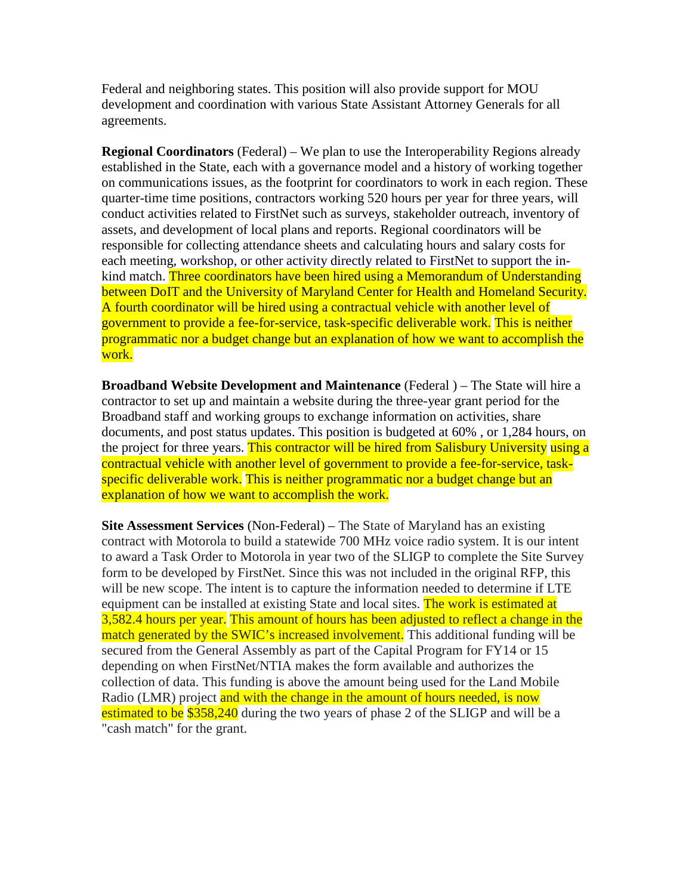Federal and neighboring states. This position will also provide support for MOU development and coordination with various State Assistant Attorney Generals for all agreements.

**Regional Coordinators** (Federal) – We plan to use the Interoperability Regions already established in the State, each with a governance model and a history of working together on communications issues, as the footprint for coordinators to work in each region. These quarter-time time positions, contractors working 520 hours per year for three years, will conduct activities related to FirstNet such as surveys, stakeholder outreach, inventory of assets, and development of local plans and reports. Regional coordinators will be responsible for collecting attendance sheets and calculating hours and salary costs for each meeting, workshop, or other activity directly related to FirstNet to support the in-kind match. Three coordinators have been hired using a Memorandum of Understanding between DoIT and the University of Maryland Center for Health and Homeland Security. A fourth coordinator will be hired using a contractual vehicle with another level of government to provide a fee-for-service, task-specific deliverable work. This is neither programmatic nor a budget change but an explanation of how we want to accomplish the work.

**Broadband Website Development and Maintenance** (Federal ) – The State will hire a contractor to set up and maintain a website during the three-year grant period for the Broadband staff and working groups to exchange information on activities, share documents, and post status updates. This position is budgeted at 60% , or 1,284 hours, on the project for three years. This contractor will be hired from Salisbury University using a contractual vehicle with another level of government to provide a fee-for-service, task-specific deliverable work. This is neither programmatic nor a budget change but an explanation of how we want to accomplish the work.

**Site Assessment Services** (Non-Federal) – The State of Maryland has an existing contract with Motorola to build a statewide 700 MHz voice radio system. It is our intent to award a Task Order to Motorola in year two of the SLIGP to complete the Site Survey form to be developed by FirstNet. Since this was not included in the original RFP, this will be new scope. The intent is to capture the information needed to determine if LTE equipment can be installed at existing State and local sites. The work is estimated at 3,582.4 hours per year. This amount of hours has been adjusted to reflect a change in the match generated by the SWIC's increased involvement. This additional funding will be secured from the General Assembly as part of the Capital Program for FY14 or 15 depending on when FirstNet/NTIA makes the form available and authorizes the collection of data. This funding is above the amount being used for the Land Mobile Radio (LMR) project and with the change in the amount of hours needed, is now estimated to be $358,240 during the two years of phase 2 of the SLIGP and will be a "cash match" for the grant.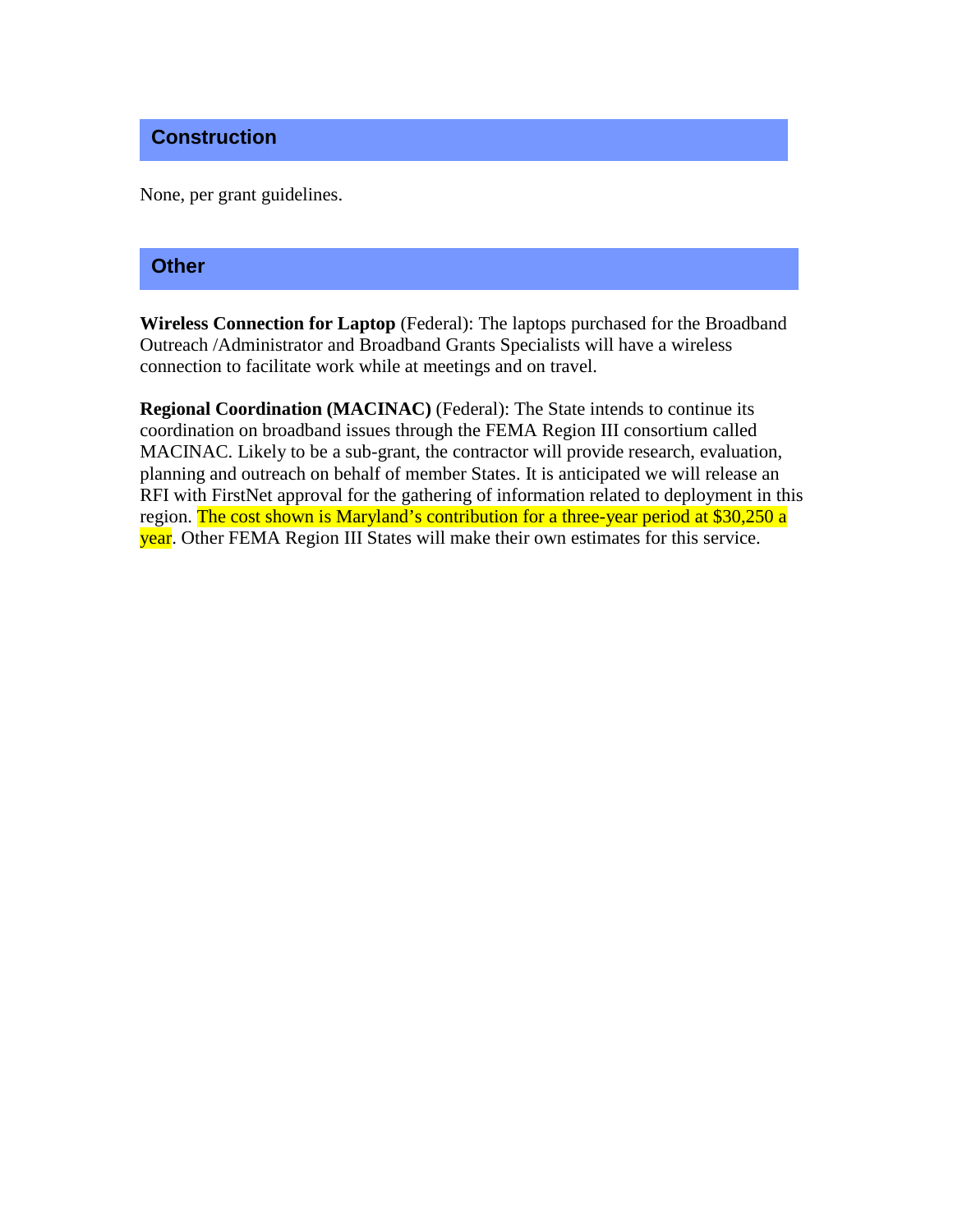## Construction

None, per grant guidelines.

## Other

**Wireless Connection for Laptop** (Federal): The laptops purchased for the Broadband Outreach /Administrator and Broadband Grants Specialists will have a wireless connection to facilitate work while at meetings and on travel.

**Regional Coordination (MACINAC)** (Federal): The State intends to continue its coordination on broadband issues through the FEMA Region III consortium called MACINAC. Likely to be a sub-grant, the contractor will provide research, evaluation, planning and outreach on behalf of member States. It is anticipated we will release an RFI with FirstNet approval for the gathering of information related to deployment in this region. The cost shown is Maryland's contribution for a three-year period at $30,250 a year. Other FEMA Region III States will make their own estimates for this service.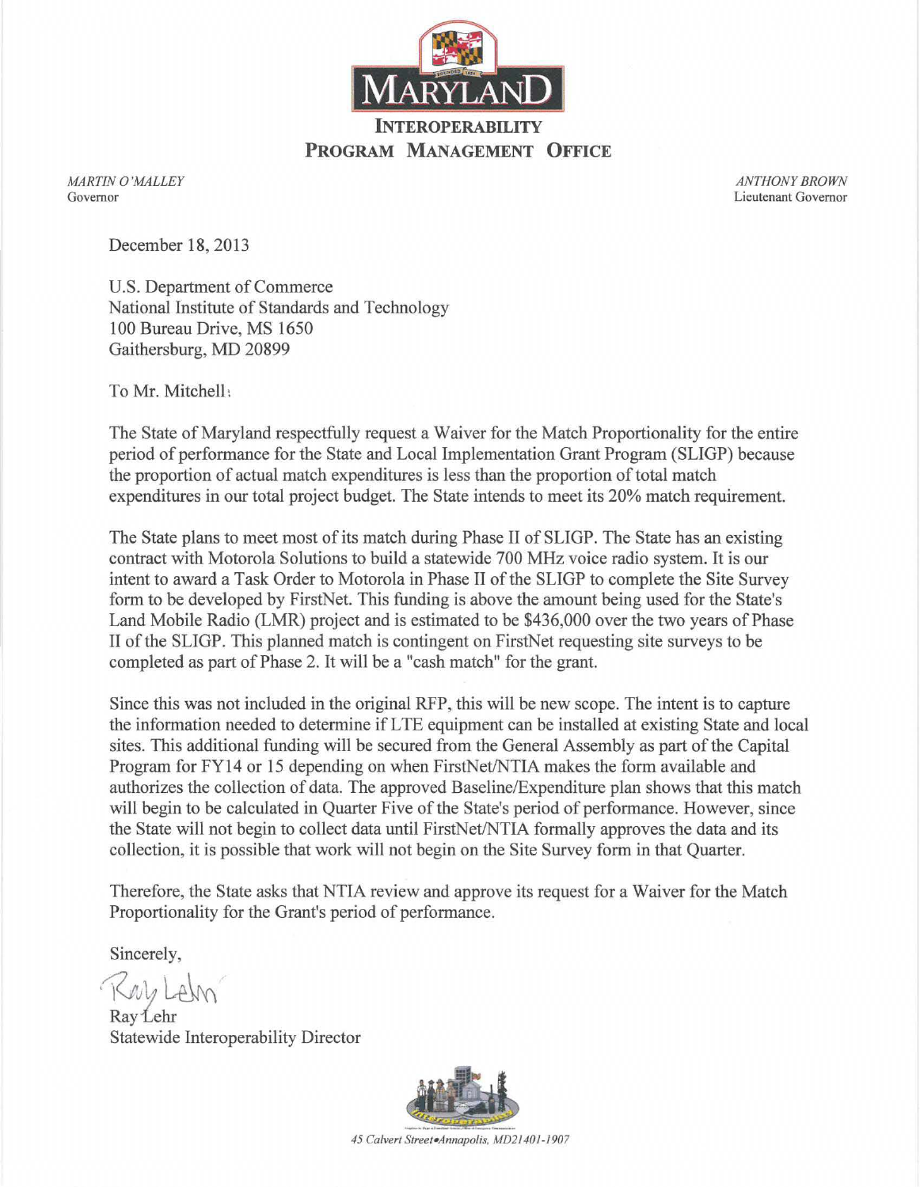# MARYLAND

## INTEROPERABILITY PROGRAM MANAGEMENT OFFICE

*MARTIN O'MALLEY*
Governor

*ANTHONY BROWN*
Lieutenant Governor

December 18, 2013

U.S. Department of Commerce
National Institute of Standards and Technology
100 Bureau Drive, MS 1650
Gaithersburg, MD 20899

To Mr. Mitchell:

The State of Maryland respectfully request a Waiver for the Match Proportionality for the entire period of performance for the State and Local Implementation Grant Program (SLIGP) because the proportion of actual match expenditures is less than the proportion of total match expenditures in our total project budget. The State intends to meet its 20% match requirement.

The State plans to meet most of its match during Phase II of SLIGP. The State has an existing contract with Motorola Solutions to build a statewide 700 MHz voice radio system. It is our intent to award a Task Order to Motorola in Phase II of the SLIGP to complete the Site Survey form to be developed by FirstNet. This funding is above the amount being used for the State's Land Mobile Radio (LMR) project and is estimated to be $436,000 over the two years of Phase II of the SLIGP. This planned match is contingent on FirstNet requesting site surveys to be completed as part of Phase 2. It will be a "cash match" for the grant.

Since this was not included in the original RFP, this will be new scope. The intent is to capture the information needed to determine if LTE equipment can be installed at existing State and local sites. This additional funding will be secured from the General Assembly as part of the Capital Program for FY14 or 15 depending on when FirstNet/NTIA makes the form available and authorizes the collection of data. The approved Baseline/Expenditure plan shows that this match will begin to be calculated in Quarter Five of the State's period of performance. However, since the State will not begin to collect data until FirstNet/NTIA formally approves the data and its collection, it is possible that work will not begin on the Site Survey form in that Quarter.

Therefore, the State asks that NTIA review and approve its request for a Waiver for the Match Proportionality for the Grant's period of performance.

Sincerely,

Ray Lehr
Statewide Interoperability Director

*45 Calvert Street•Annapolis, MD21401-1907*